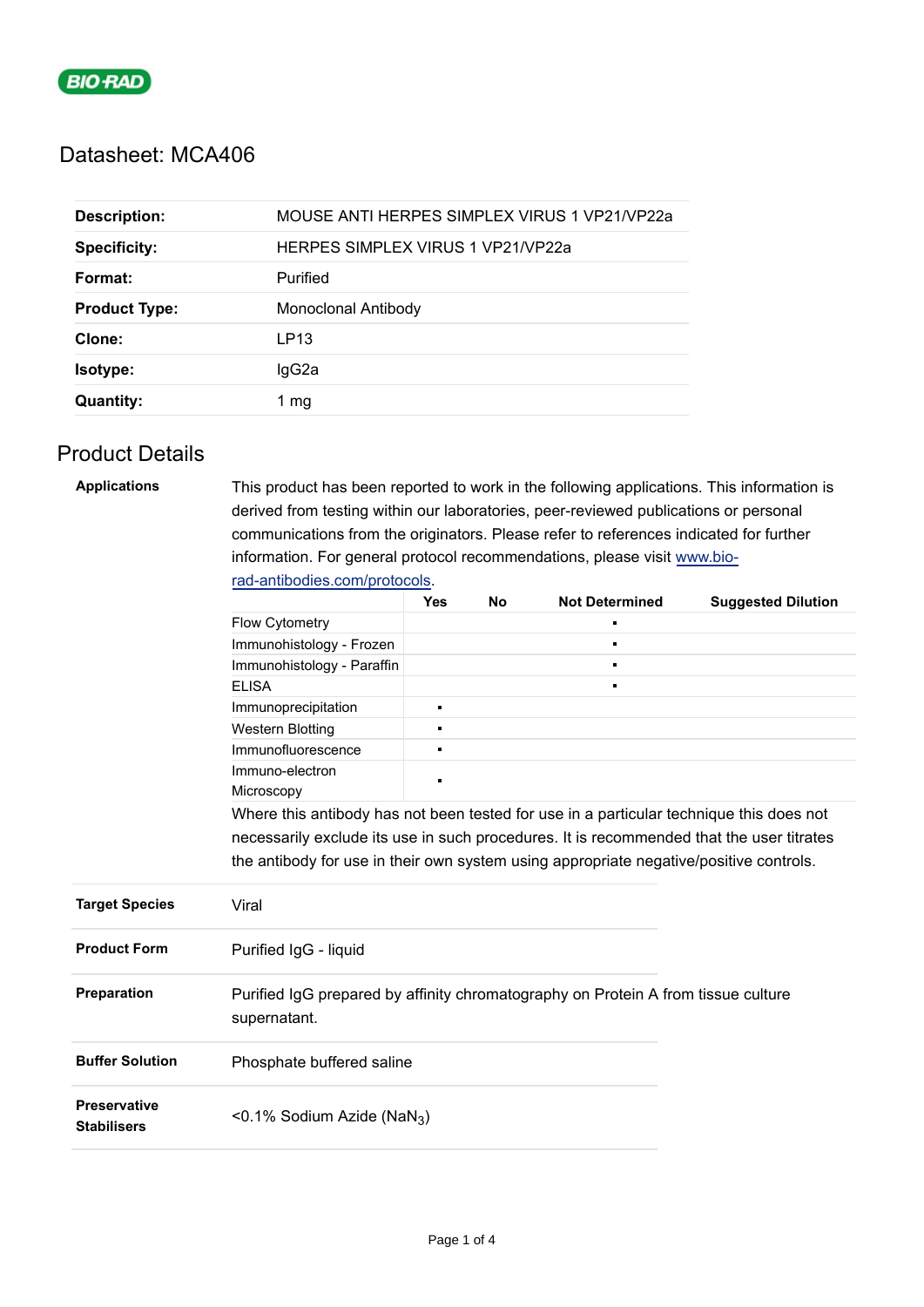# Datasheet: MCA406

| | |
|---|---|
| **Description:** | MOUSE ANTI HERPES SIMPLEX VIRUS 1 VP21/VP22a |
| **Specificity:** | HERPES SIMPLEX VIRUS 1 VP21/VP22a |
| **Format:** | Purified |
| **Product Type:** | Monoclonal Antibody |
| **Clone:** | LP13 |
| **Isotype:** | IgG2a |
| **Quantity:** | 1 mg |

## Product Details

**Applications**

This product has been reported to work in the following applications. This information is derived from testing within our laboratories, peer-reviewed publications or personal communications from the originators. Please refer to references indicated for further information. For general protocol recommendations, please visit www.bio-rad-antibodies.com/protocols.

| | Yes | No | Not Determined | Suggested Dilution |
|---|---|---|---|---|
| Flow Cytometry | | | ▪ | |
| Immunohistology - Frozen | | | ▪ | |
| Immunohistology - Paraffin | | | ▪ | |
| ELISA | | | ▪ | |
| Immunoprecipitation | ▪ | | | |
| Western Blotting | ▪ | | | |
| Immunofluorescence | ▪ | | | |
| Immuno-electron Microscopy | ▪ | | | |

Where this antibody has not been tested for use in a particular technique this does not necessarily exclude its use in such procedures. It is recommended that the user titrates the antibody for use in their own system using appropriate negative/positive controls.

| | |
|---|---|
| **Target Species** | Viral |
| **Product Form** | Purified IgG - liquid |
| **Preparation** | Purified IgG prepared by affinity chromatography on Protein A from tissue culture supernatant. |
| **Buffer Solution** | Phosphate buffered saline |
| **Preservative Stabilisers** | <0.1% Sodium Azide ($NaN_3$) |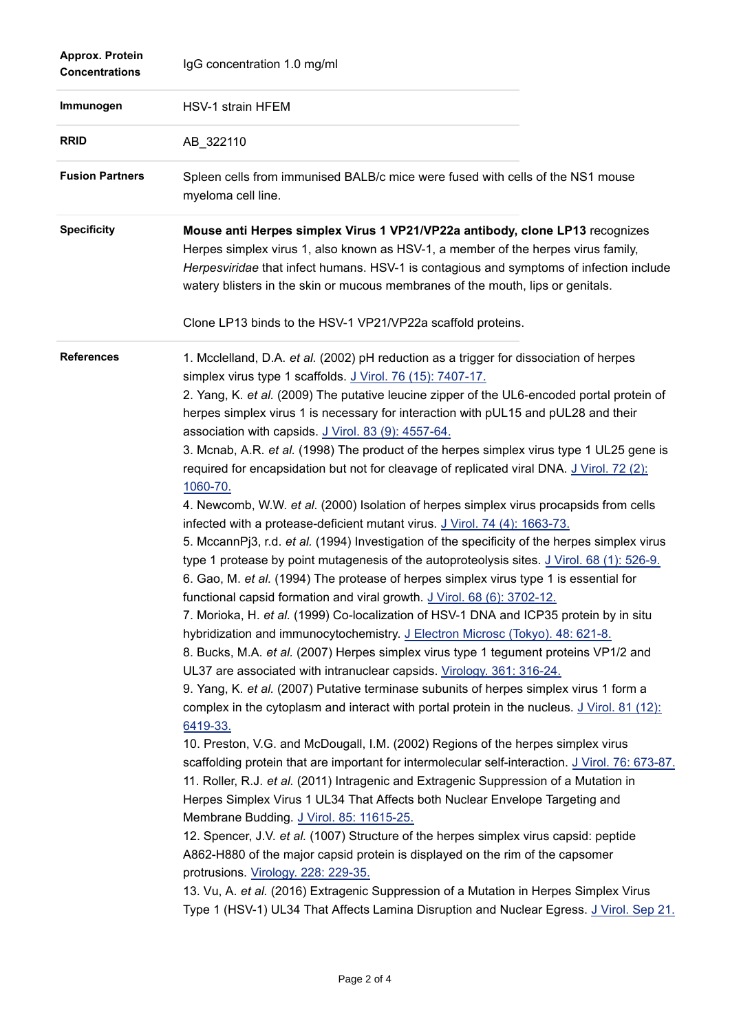| | |
|---|---|
| **Approx. Protein Concentrations** | IgG concentration 1.0 mg/ml |
| **Immunogen** | HSV-1 strain HFEM |
| **RRID** | AB_322110 |
| **Fusion Partners** | Spleen cells from immunised BALB/c mice were fused with cells of the NS1 mouse myeloma cell line. |
| **Specificity** | **Mouse anti Herpes simplex Virus 1 VP21/VP22a antibody, clone LP13** recognizes Herpes simplex virus 1, also known as HSV-1, a member of the herpes virus family, *Herpesviridae* that infect humans. HSV-1 is contagious and symptoms of infection include watery blisters in the skin or mucous membranes of the mouth, lips or genitals.<br><br>Clone LP13 binds to the HSV-1 VP21/VP22a scaffold proteins. |

**References**

1. Mcclelland, D.A. *et al.* (2002) pH reduction as a trigger for dissociation of herpes simplex virus type 1 scaffolds. J Virol. 76 (15): 7407-17.
2. Yang, K. *et al.* (2009) The putative leucine zipper of the UL6-encoded portal protein of herpes simplex virus 1 is necessary for interaction with pUL15 and pUL28 and their association with capsids. J Virol. 83 (9): 4557-64.
3. Mcnab, A.R. *et al.* (1998) The product of the herpes simplex virus type 1 UL25 gene is required for encapsidation but not for cleavage of replicated viral DNA. J Virol. 72 (2): 1060-70.
4. Newcomb, W.W. *et al*. (2000) Isolation of herpes simplex virus procapsids from cells infected with a protease-deficient mutant virus. J Virol. 74 (4): 1663-73.
5. MccannPj3, r.d. *et al.* (1994) Investigation of the specificity of the herpes simplex virus type 1 protease by point mutagenesis of the autoproteolysis sites. J Virol. 68 (1): 526-9.
6. Gao, M. *et al.* (1994) The protease of herpes simplex virus type 1 is essential for functional capsid formation and viral growth. J Virol. 68 (6): 3702-12.
7. Morioka, H. *et al.* (1999) Co-localization of HSV-1 DNA and ICP35 protein by in situ hybridization and immunocytochemistry. J Electron Microsc (Tokyo). 48: 621-8.
8. Bucks, M.A. *et al.* (2007) Herpes simplex virus type 1 tegument proteins VP1/2 and UL37 are associated with intranuclear capsids. Virology. 361: 316-24.
9. Yang, K. *et al.* (2007) Putative terminase subunits of herpes simplex virus 1 form a complex in the cytoplasm and interact with portal protein in the nucleus. J Virol. 81 (12): 6419-33.
10. Preston, V.G. and McDougall, I.M. (2002) Regions of the herpes simplex virus scaffolding protein that are important for intermolecular self-interaction. J Virol. 76: 673-87.
11. Roller, R.J. *et al.* (2011) Intragenic and Extragenic Suppression of a Mutation in Herpes Simplex Virus 1 UL34 That Affects both Nuclear Envelope Targeting and Membrane Budding. J Virol. 85: 11615-25.
12. Spencer, J.V. *et al.* (1007) Structure of the herpes simplex virus capsid: peptide A862-H880 of the major capsid protein is displayed on the rim of the capsomer protrusions. Virology. 228: 229-35.
13. Vu, A. *et al.* (2016) Extragenic Suppression of a Mutation in Herpes Simplex Virus Type 1 (HSV-1) UL34 That Affects Lamina Disruption and Nuclear Egress. J Virol. Sep 21.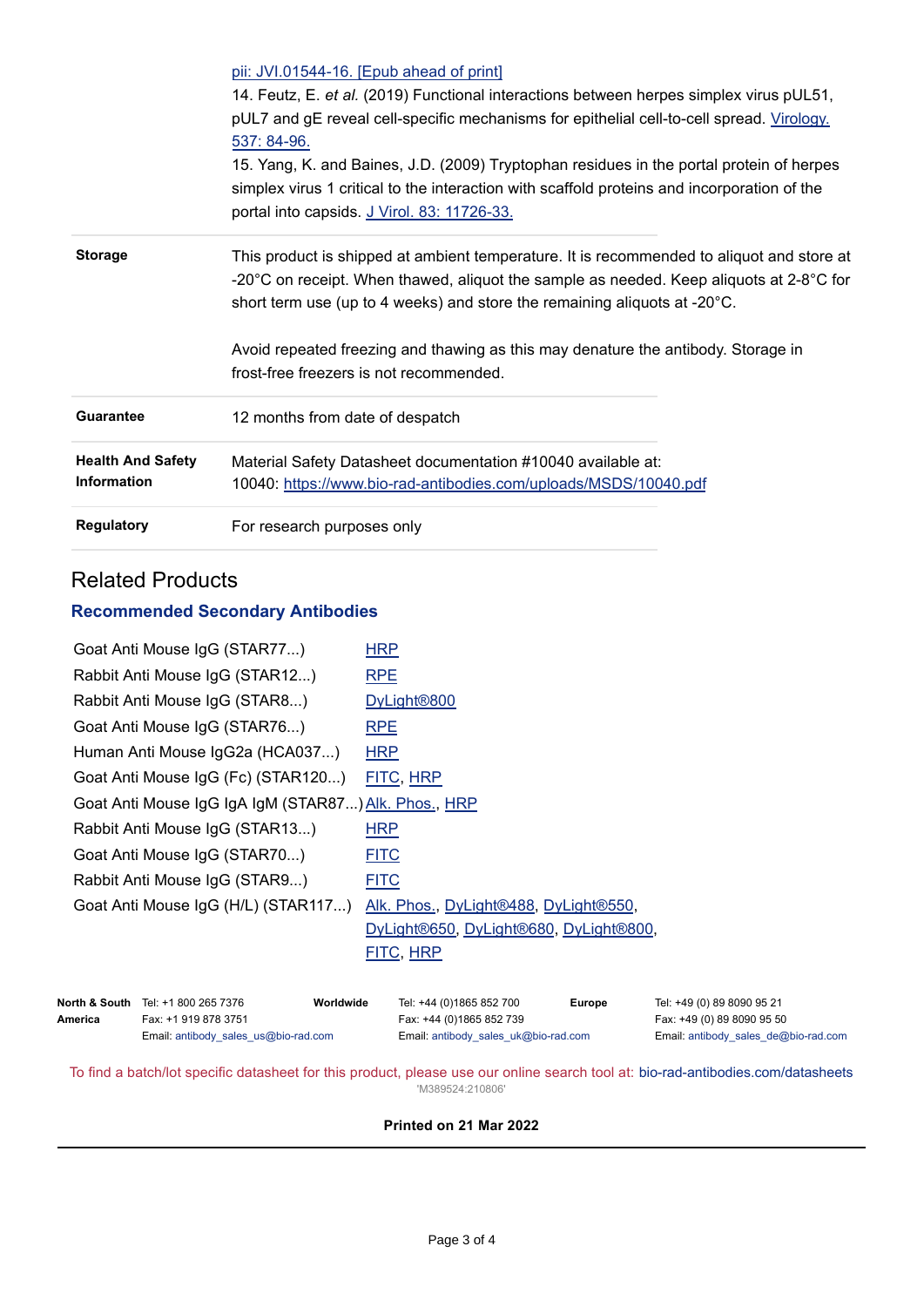pii: JVI.01544-16. [Epub ahead of print]

14. Feutz, E. *et al.* (2019) Functional interactions between herpes simplex virus pUL51, pUL7 and gE reveal cell-specific mechanisms for epithelial cell-to-cell spread. Virology. 537: 84-96.

15. Yang, K. and Baines, J.D. (2009) Tryptophan residues in the portal protein of herpes simplex virus 1 critical to the interaction with scaffold proteins and incorporation of the portal into capsids. J Virol. 83: 11726-33.

| | |
|---|---|
| **Storage** | This product is shipped at ambient temperature. It is recommended to aliquot and store at -20°C on receipt. When thawed, aliquot the sample as needed. Keep aliquots at 2-8°C for short term use (up to 4 weeks) and store the remaining aliquots at -20°C.<br><br>Avoid repeated freezing and thawing as this may denature the antibody. Storage in frost-free freezers is not recommended. |
| **Guarantee** | 12 months from date of despatch |
| **Health And Safety Information** | Material Safety Datasheet documentation #10040 available at:<br>10040: https://www.bio-rad-antibodies.com/uploads/MSDS/10040.pdf |
| **Regulatory** | For research purposes only |

## Related Products

### Recommended Secondary Antibodies

| | |
|---|---|
| Goat Anti Mouse IgG (STAR77...) | HRP |
| Rabbit Anti Mouse IgG (STAR12...) | RPE |
| Rabbit Anti Mouse IgG (STAR8...) | DyLight®800 |
| Goat Anti Mouse IgG (STAR76...) | RPE |
| Human Anti Mouse IgG2a (HCA037...) | HRP |
| Goat Anti Mouse IgG (Fc) (STAR120...) | FITC, HRP |
| Goat Anti Mouse IgG IgA IgM (STAR87...) | Alk. Phos., HRP |
| Rabbit Anti Mouse IgG (STAR13...) | HRP |
| Goat Anti Mouse IgG (STAR70...) | FITC |
| Rabbit Anti Mouse IgG (STAR9...) | FITC |
| Goat Anti Mouse IgG (H/L) (STAR117...) | Alk. Phos., DyLight®488, DyLight®550, DyLight®650, DyLight®680, DyLight®800, FITC, HRP |

| | | | | | |
|---|---|---|---|---|---|
| **North & South America** | Tel: +1 800 265 7376<br>Fax: +1 919 878 3751<br>Email: antibody_sales_us@bio-rad.com | **Worldwide** | Tel: +44 (0)1865 852 700<br>Fax: +44 (0)1865 852 739<br>Email: antibody_sales_uk@bio-rad.com | **Europe** | Tel: +49 (0) 89 8090 95 21<br>Fax: +49 (0) 89 8090 95 50<br>Email: antibody_sales_de@bio-rad.com |

To find a batch/lot specific datasheet for this product, please use our online search tool at: bio-rad-antibodies.com/datasheets

'M389524:210806'

**Printed on 21 Mar 2022**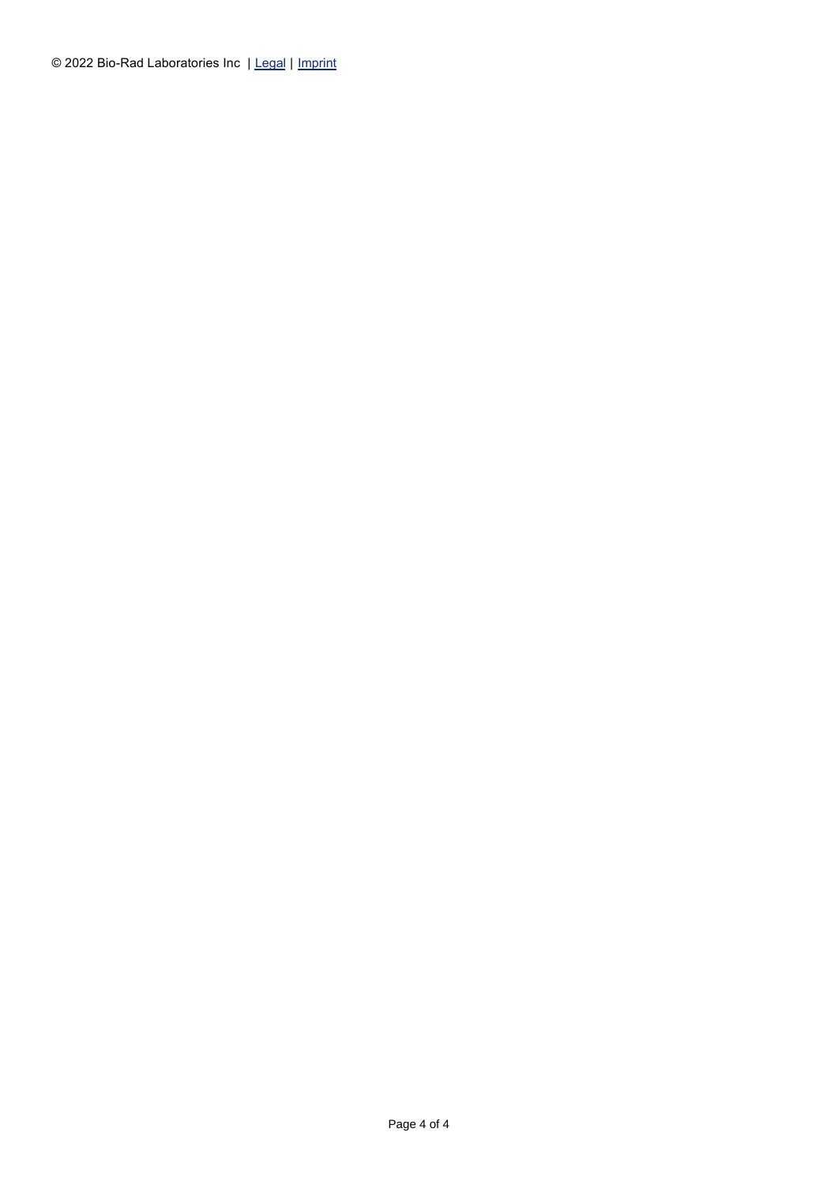© 2022 Bio-Rad Laboratories Inc | Legal | Imprint